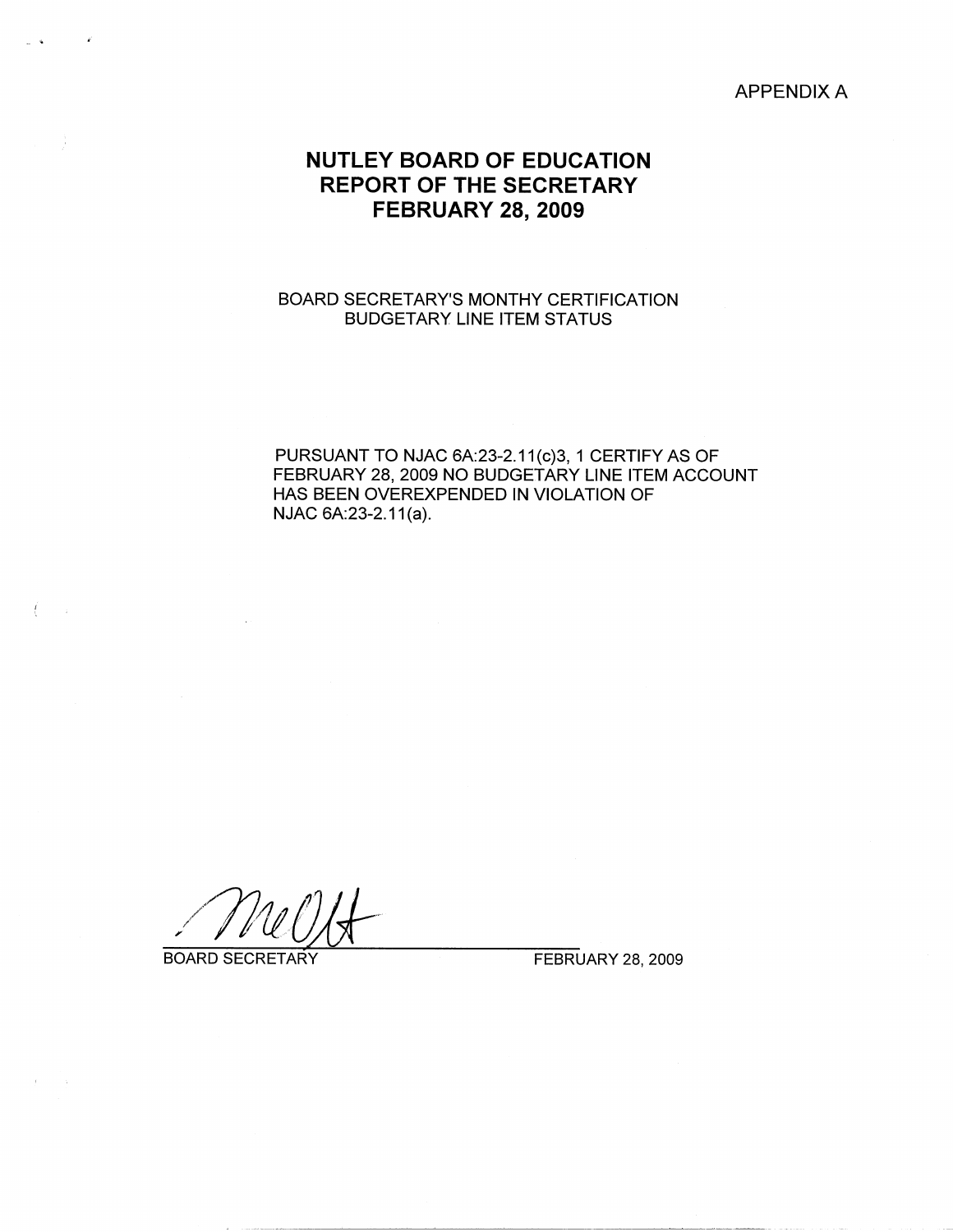APPENDIX A

# NUTLEY BOARD OF EDUCATION
# REPORT OF THE SECRETARY
# FEBRUARY 28, 2009

BOARD SECRETARY'S MONTHY CERTIFICATION
BUDGETARY LINE ITEM STATUS

PURSUANT TO NJAC 6A:23-2.11(c)3, 1 CERTIFY AS OF FEBRUARY 28, 2009 NO BUDGETARY LINE ITEM ACCOUNT HAS BEEN OVEREXPENDED IN VIOLATION OF NJAC 6A:23-2.11(a).

BOARD SECRETARY FEBRUARY 28, 2009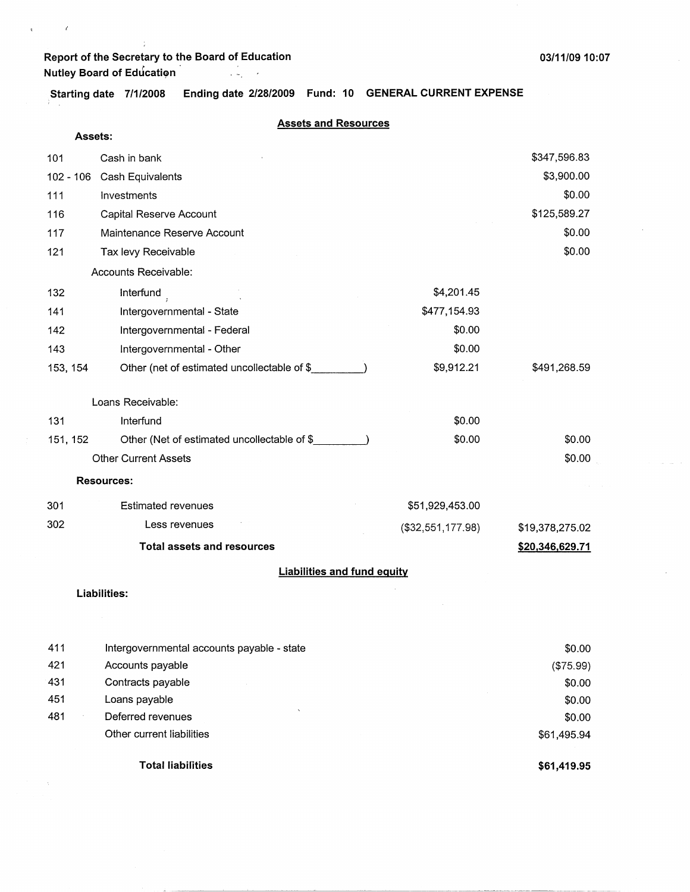Report of the Secretary to the Board of Education
Nutley Board of Education

03/11/09 10:07

**Starting date 7/1/2008 Ending date 2/28/2009 Fund: 10 GENERAL CURRENT EXPENSE**

## Assets and Resources

**Assets:**

| Code | Description | | Amount |
|---|---|---|---|
| 101 | Cash in bank | | $347,596.83 |
| 102 - 106 | Cash Equivalents | | $3,900.00 |
| 111 | Investments | | $0.00 |
| 116 | Capital Reserve Account | | $125,589.27 |
| 117 | Maintenance Reserve Account | | $0.00 |
| 121 | Tax levy Receivable | | $0.00 |
| | Accounts Receivable: | | |
| 132 | Interfund | $4,201.45 | |
| 141 | Intergovernmental - State | $477,154.93 | |
| 142 | Intergovernmental - Federal | $0.00 | |
| 143 | Intergovernmental - Other | $0.00 | |
| 153, 154 | Other (net of estimated uncollectable of $_________) | $9,912.21 | $491,268.59 |
| | Loans Receivable: | | |
| 131 | Interfund | $0.00 | |
| 151, 152 | Other (Net of estimated uncollectable of $_________) | $0.00 | $0.00 |
| | Other Current Assets | | $0.00 |

**Resources:**

| Code | Description | | Amount |
|---|---|---|---|
| 301 | Estimated revenues | $51,929,453.00 | |
| 302 | Less revenues | ($32,551,177.98) | $19,378,275.02 |
| | **Total assets and resources** | | **$20,346,629.71** |

## Liabilities and fund equity

**Liabilities:**

| Code | Description | Amount |
|---|---|---|
| 411 | Intergovernmental accounts payable - state | $0.00 |
| 421 | Accounts payable | ($75.99) |
| 431 | Contracts payable | $0.00 |
| 451 | Loans payable | $0.00 |
| 481 | Deferred revenues | $0.00 |
| | Other current liabilities | $61,495.94 |
| | **Total liabilities** | **$61,419.95** |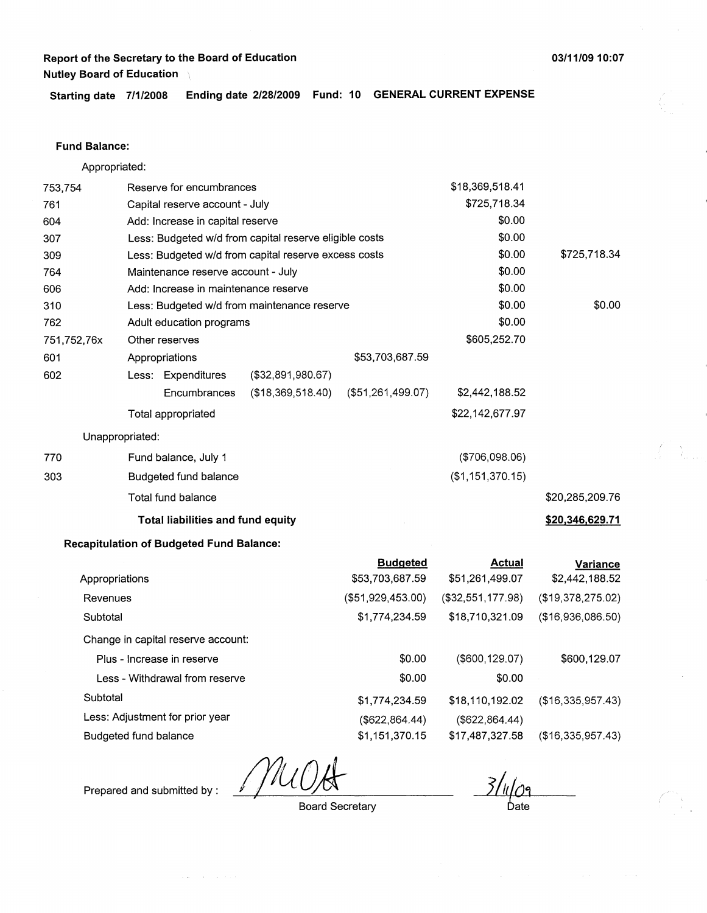**Report of the Secretary to the Board of Education**
**Nutley Board of Education**

03/11/09 10:07

**Starting date 7/1/2008 Ending date 2/28/2009 Fund: 10 GENERAL CURRENT EXPENSE**

**Fund Balance:**

Appropriated:

| | | | | | |
|---|---|---|---|---|---|
| 753,754 | Reserve for encumbrances | | | $18,369,518.41 | |
| 761 | Capital reserve account - July | | | $725,718.34 | |
| 604 | Add: Increase in capital reserve | | | $0.00 | |
| 307 | Less: Budgeted w/d from capital reserve eligible costs | | | $0.00 | |
| 309 | Less: Budgeted w/d from capital reserve excess costs | | | $0.00 | $725,718.34 |
| 764 | Maintenance reserve account - July | | | $0.00 | |
| 606 | Add: Increase in maintenance reserve | | | $0.00 | |
| 310 | Less: Budgeted w/d from maintenance reserve | | | $0.00 | $0.00 |
| 762 | Adult education programs | | | $0.00 | |
| 751,752,76x | Other reserves | | | $605,252.70 | |
| 601 | Appropriations | | $53,703,687.59 | | |
| 602 | Less: Expenditures | ($32,891,980.67) | | | |
| | Encumbrances | ($18,369,518.40) | ($51,261,499.07) | $2,442,188.52 | |
| | Total appropriated | | | $22,142,677.97 | |

Unappropriated:

| | | | |
|---|---|---|---|
| 770 | Fund balance, July 1 | ($706,098.06) | |
| 303 | Budgeted fund balance | ($1,151,370.15) | |
| | Total fund balance | | $20,285,209.76 |
| | **Total liabilities and fund equity** | | **$20,346,629.71** |

**Recapitulation of Budgeted Fund Balance:**

| | Budgeted | Actual | Variance |
|---|---|---|---|
| Appropriations | $53,703,687.59 | $51,261,499.07 | $2,442,188.52 |
| Revenues | ($51,929,453.00) | ($32,551,177.98) | ($19,378,275.02) |
| Subtotal | $1,774,234.59 | $18,710,321.09 | ($16,936,086.50) |
| Change in capital reserve account: | | | |
| Plus - Increase in reserve | $0.00 | ($600,129.07) | $600,129.07 |
| Less - Withdrawal from reserve | $0.00 | $0.00 | |
| Subtotal | $1,774,234.59 | $18,110,192.02 | ($16,335,957.43) |
| Less: Adjustment for prior year | ($622,864.44) | ($622,864.44) | |
| Budgeted fund balance | $1,151,370.15 | $17,487,327.58 | ($16,335,957.43) |

Prepared and submitted by : MUOA
Board Secretary

3/11/09
Date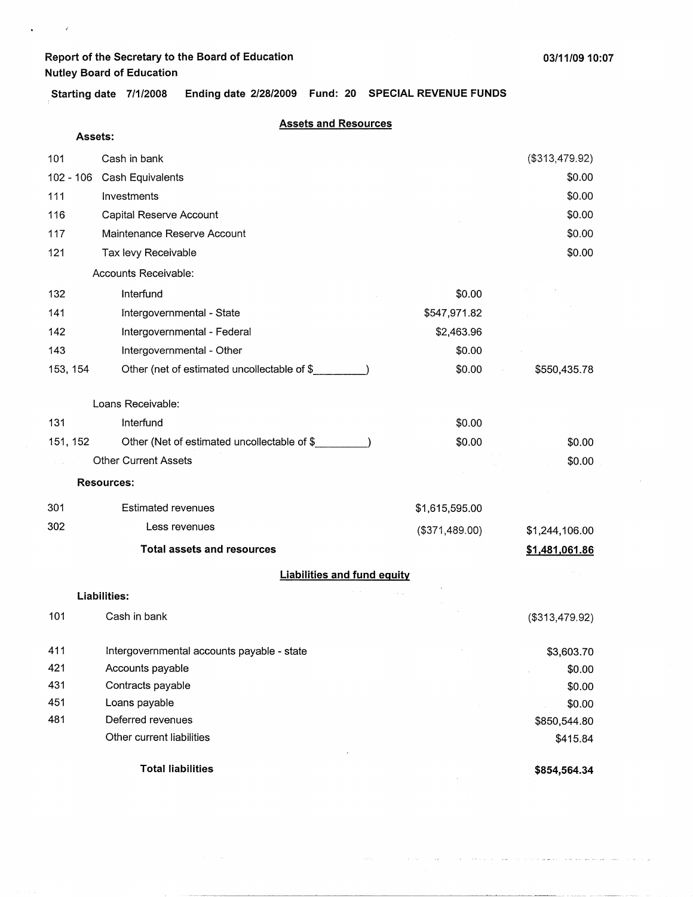**Report of the Secretary to the Board of Education**
**Nutley Board of Education**

03/11/09 10:07

**Starting date 7/1/2008 Ending date 2/28/2009 Fund: 20 SPECIAL REVENUE FUNDS**

## Assets and Resources

| | | | |
|---|---|---|---|
| **Assets:** | | | |
| 101 | Cash in bank | | ($313,479.92) |
| 102 - 106 | Cash Equivalents | | $0.00 |
| 111 | Investments | | $0.00 |
| 116 | Capital Reserve Account | | $0.00 |
| 117 | Maintenance Reserve Account | | $0.00 |
| 121 | Tax levy Receivable | | $0.00 |
| | Accounts Receivable: | | |
| 132 | Interfund | $0.00 | |
| 141 | Intergovernmental - State | $547,971.82 | |
| 142 | Intergovernmental - Federal | $2,463.96 | |
| 143 | Intergovernmental - Other | $0.00 | |
| 153, 154 | Other (net of estimated uncollectable of $\_\_\_\_\_\_\_\_\_) | $0.00 | $550,435.78 |
| | Loans Receivable: | | |
| 131 | Interfund | $0.00 | |
| 151, 152 | Other (Net of estimated uncollectable of $\_\_\_\_\_\_\_\_\_) | $0.00 | $0.00 |
| | Other Current Assets | | $0.00 |
| **Resources:** | | | |
| 301 | Estimated revenues | $1,615,595.00 | |
| 302 | Less revenues | ($371,489.00) | $1,244,106.00 |
| | **Total assets and resources** | | **$1,481,061.86** |

## Liabilities and fund equity

| | | |
|---|---|---|
| **Liabilities:** | | |
| 101 | Cash in bank | ($313,479.92) |
| 411 | Intergovernmental accounts payable - state | $3,603.70 |
| 421 | Accounts payable | $0.00 |
| 431 | Contracts payable | $0.00 |
| 451 | Loans payable | $0.00 |
| 481 | Deferred revenues | $850,544.80 |
| | Other current liabilities | $415.84 |
| | **Total liabilities** | **$854,564.34** |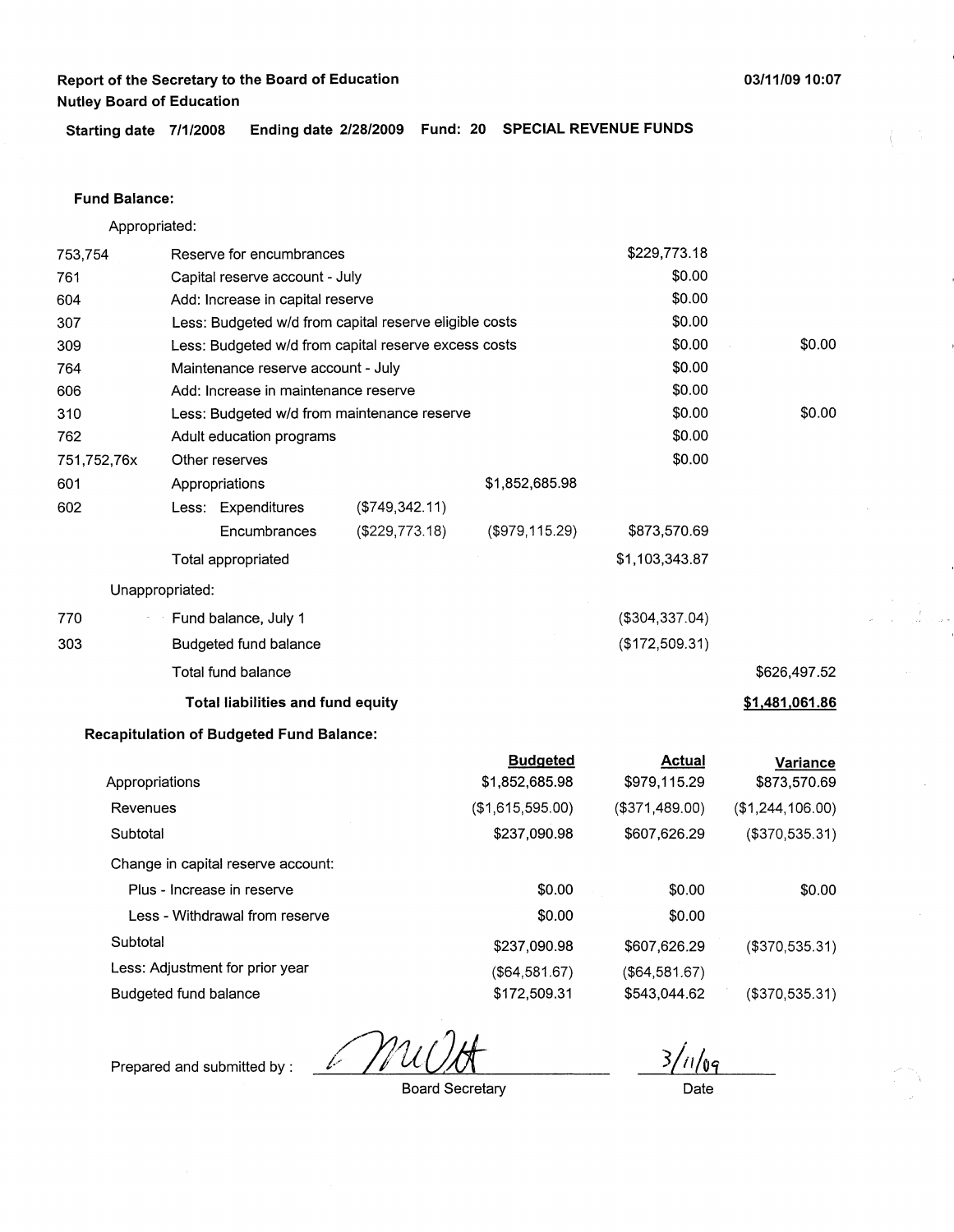**Report of the Secretary to the Board of Education**
**Nutley Board of Education**

**03/11/09 10:07**

**Starting date 7/1/2008 Ending date 2/28/2009 Fund: 20 SPECIAL REVENUE FUNDS**

**Fund Balance:**

Appropriated:

| | | | | | |
|---|---|---|---|---|---|
| 753,754 | Reserve for encumbrances | | | $229,773.18 | |
| 761 | Capital reserve account - July | | | $0.00 | |
| 604 | Add: Increase in capital reserve | | | $0.00 | |
| 307 | Less: Budgeted w/d from capital reserve eligible costs | | | $0.00 | |
| 309 | Less: Budgeted w/d from capital reserve excess costs | | | $0.00 | $0.00 |
| 764 | Maintenance reserve account - July | | | $0.00 | |
| 606 | Add: Increase in maintenance reserve | | | $0.00 | |
| 310 | Less: Budgeted w/d from maintenance reserve | | | $0.00 | $0.00 |
| 762 | Adult education programs | | | $0.00 | |
| 751,752,76x | Other reserves | | | $0.00 | |
| 601 | Appropriations | | $1,852,685.98 | | |
| 602 | Less: Expenditures | ($749,342.11) | | | |
| | Encumbrances | ($229,773.18) | ($979,115.29) | $873,570.69 | |
| | Total appropriated | | | $1,103,343.87 | |

Unappropriated:

| | | | |
|---|---|---|---|
| 770 | Fund balance, July 1 | ($304,337.04) | |
| 303 | Budgeted fund balance | ($172,509.31) | |
| | Total fund balance | | $626,497.52 |
| | **Total liabilities and fund equity** | | **$1,481,061.86** |

**Recapitulation of Budgeted Fund Balance:**

| | Budgeted | Actual | Variance |
|---|---|---|---|
| Appropriations | $1,852,685.98 | $979,115.29 | $873,570.69 |
| Revenues | ($1,615,595.00) | ($371,489.00) | ($1,244,106.00) |
| Subtotal | $237,090.98 | $607,626.29 | ($370,535.31) |
| Change in capital reserve account: | | | |
| Plus - Increase in reserve | $0.00 | $0.00 | $0.00 |
| Less - Withdrawal from reserve | $0.00 | $0.00 | |
| Subtotal | $237,090.98 | $607,626.29 | ($370,535.31) |
| Less: Adjustment for prior year | ($64,581.67) | ($64,581.67) | |
| Budgeted fund balance | $172,509.31 | $543,044.62 | ($370,535.31) |

Prepared and submitted by : MuOtt
Board Secretary

3/11/09
Date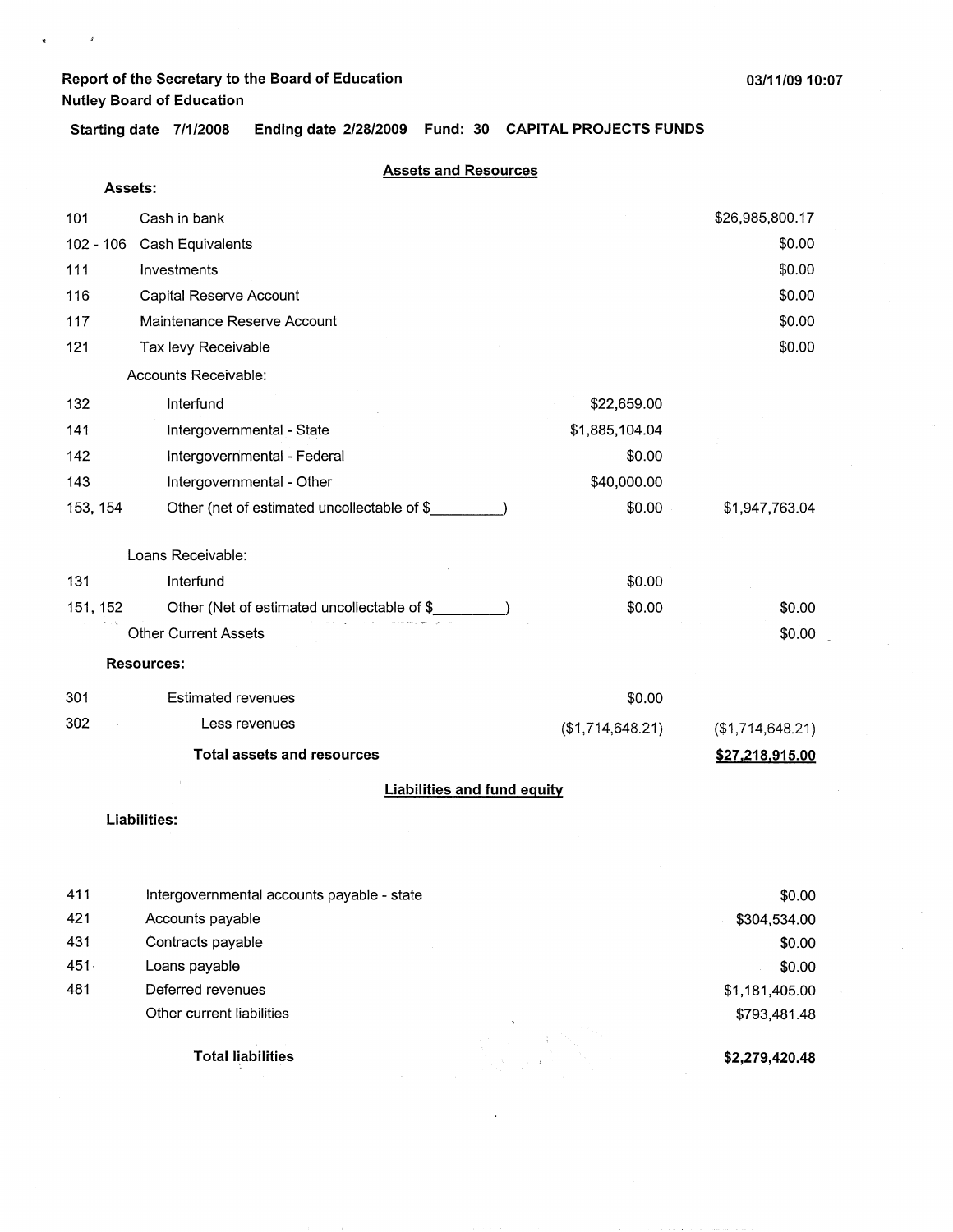Report of the Secretary to the Board of Education
Nutley Board of Education

03/11/09 10:07

Starting date 7/1/2008 Ending date 2/28/2009 Fund: 30 CAPITAL PROJECTS FUNDS

## Assets and Resources

**Assets:**

| Code | Description | | Amount |
|---|---|---|---|
| 101 | Cash in bank | | $26,985,800.17 |
| 102 - 106 | Cash Equivalents | | $0.00 |
| 111 | Investments | | $0.00 |
| 116 | Capital Reserve Account | | $0.00 |
| 117 | Maintenance Reserve Account | | $0.00 |
| 121 | Tax levy Receivable | | $0.00 |
| | Accounts Receivable: | | |
| 132 | Interfund | $22,659.00 | |
| 141 | Intergovernmental - State | $1,885,104.04 | |
| 142 | Intergovernmental - Federal | $0.00 | |
| 143 | Intergovernmental - Other | $40,000.00 | |
| 153, 154 | Other (net of estimated uncollectable of $_________) | $0.00 | $1,947,763.04 |
| | Loans Receivable: | | |
| 131 | Interfund | $0.00 | |
| 151, 152 | Other (Net of estimated uncollectable of $_________) | $0.00 | $0.00 |
| | Other Current Assets | | $0.00 |

**Resources:**

| Code | Description | | Amount |
|---|---|---|---|
| 301 | Estimated revenues | $0.00 | |
| 302 | Less revenues | ($1,714,648.21) | ($1,714,648.21) |
| | **Total assets and resources** | | **$27,218,915.00** |

## Liabilities and fund equity

**Liabilities:**

| Code | Description | Amount |
|---|---|---|
| 411 | Intergovernmental accounts payable - state | $0.00 |
| 421 | Accounts payable | $304,534.00 |
| 431 | Contracts payable | $0.00 |
| 451 | Loans payable | $0.00 |
| 481 | Deferred revenues | $1,181,405.00 |
| | Other current liabilities | $793,481.48 |
| | **Total liabilities** | **$2,279,420.48** |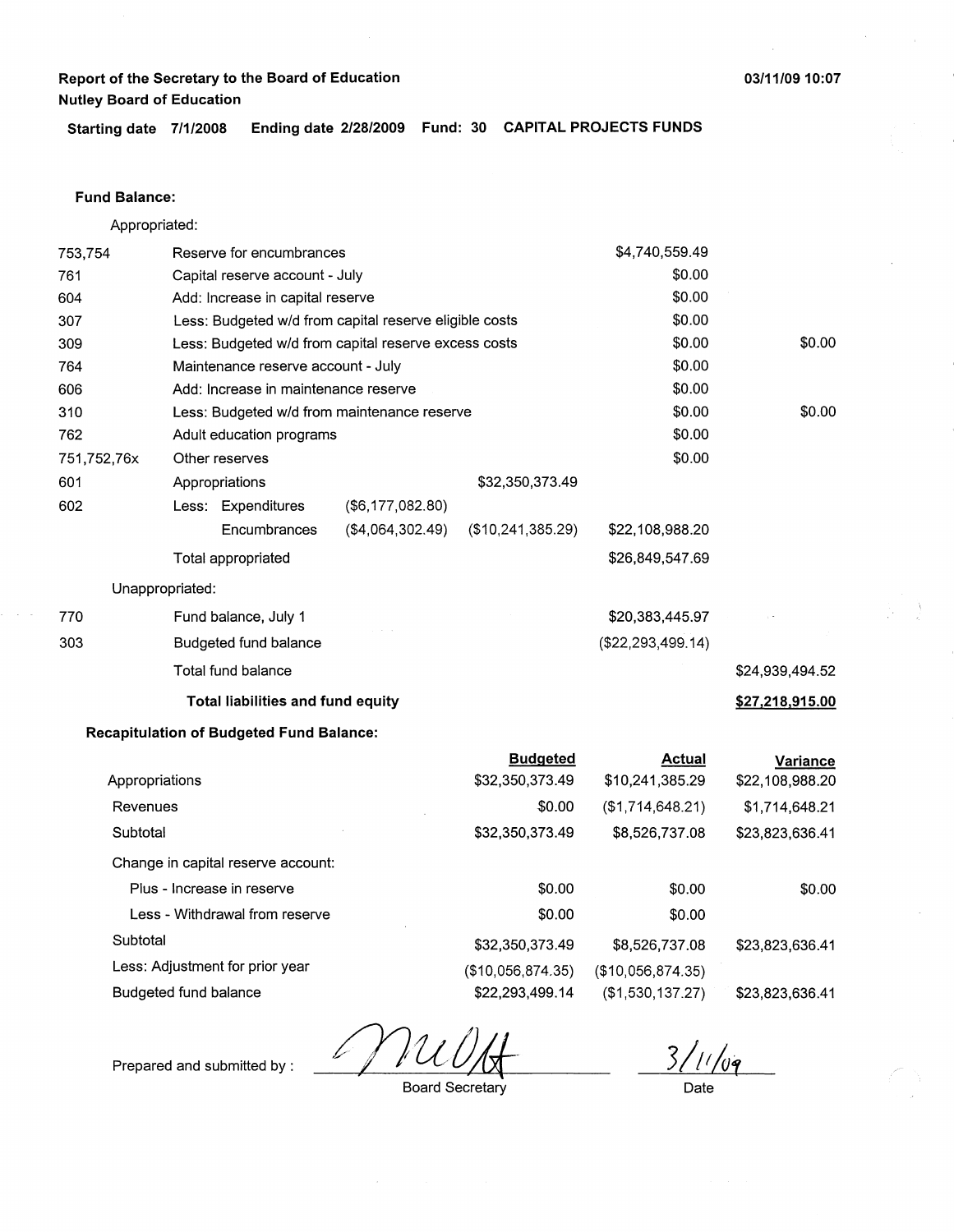**Report of the Secretary to the Board of Education**
**Nutley Board of Education**

03/11/09 10:07

**Starting date 7/1/2008 Ending date 2/28/2009 Fund: 30 CAPITAL PROJECTS FUNDS**

**Fund Balance:**

Appropriated:

| Code | Description | | | | |
|---|---|---|---|---|---|
| 753,754 | Reserve for encumbrances | | | $4,740,559.49 | |
| 761 | Capital reserve account - July | | | $0.00 | |
| 604 | Add: Increase in capital reserve | | | $0.00 | |
| 307 | Less: Budgeted w/d from capital reserve eligible costs | | | $0.00 | |
| 309 | Less: Budgeted w/d from capital reserve excess costs | | | $0.00 | $0.00 |
| 764 | Maintenance reserve account - July | | | $0.00 | |
| 606 | Add: Increase in maintenance reserve | | | $0.00 | |
| 310 | Less: Budgeted w/d from maintenance reserve | | | $0.00 | $0.00 |
| 762 | Adult education programs | | | $0.00 | |
| 751,752,76x | Other reserves | | | $0.00 | |
| 601 | Appropriations | | $32,350,373.49 | | |
| 602 | Less: Expenditures | ($6,177,082.80) | | | |
| | Encumbrances | ($4,064,302.49) | ($10,241,385.29) | $22,108,988.20 | |
| | Total appropriated | | | $26,849,547.69 | |

Unappropriated:

| Code | Description | | |
|---|---|---|---|
| 770 | Fund balance, July 1 | $20,383,445.97 | |
| 303 | Budgeted fund balance | ($22,293,499.14) | |
| | Total fund balance | | $24,939,494.52 |
| | **Total liabilities and fund equity** | | **$27,218,915.00** |

**Recapitulation of Budgeted Fund Balance:**

| | Budgeted | Actual | Variance |
|---|---|---|---|
| Appropriations | $32,350,373.49 | $10,241,385.29 | $22,108,988.20 |
| Revenues | $0.00 | ($1,714,648.21) | $1,714,648.21 |
| Subtotal | $32,350,373.49 | $8,526,737.08 | $23,823,636.41 |
| Change in capital reserve account: | | | |
| Plus - Increase in reserve | $0.00 | $0.00 | $0.00 |
| Less - Withdrawal from reserve | $0.00 | $0.00 | |
| Subtotal | $32,350,373.49 | $8,526,737.08 | $23,823,636.41 |
| Less: Adjustment for prior year | ($10,056,874.35) | ($10,056,874.35) | |
| Budgeted fund balance | $22,293,499.14 | ($1,530,137.27) | $23,823,636.41 |

Prepared and submitted by : ____________________ Board Secretary  3/11/09 Date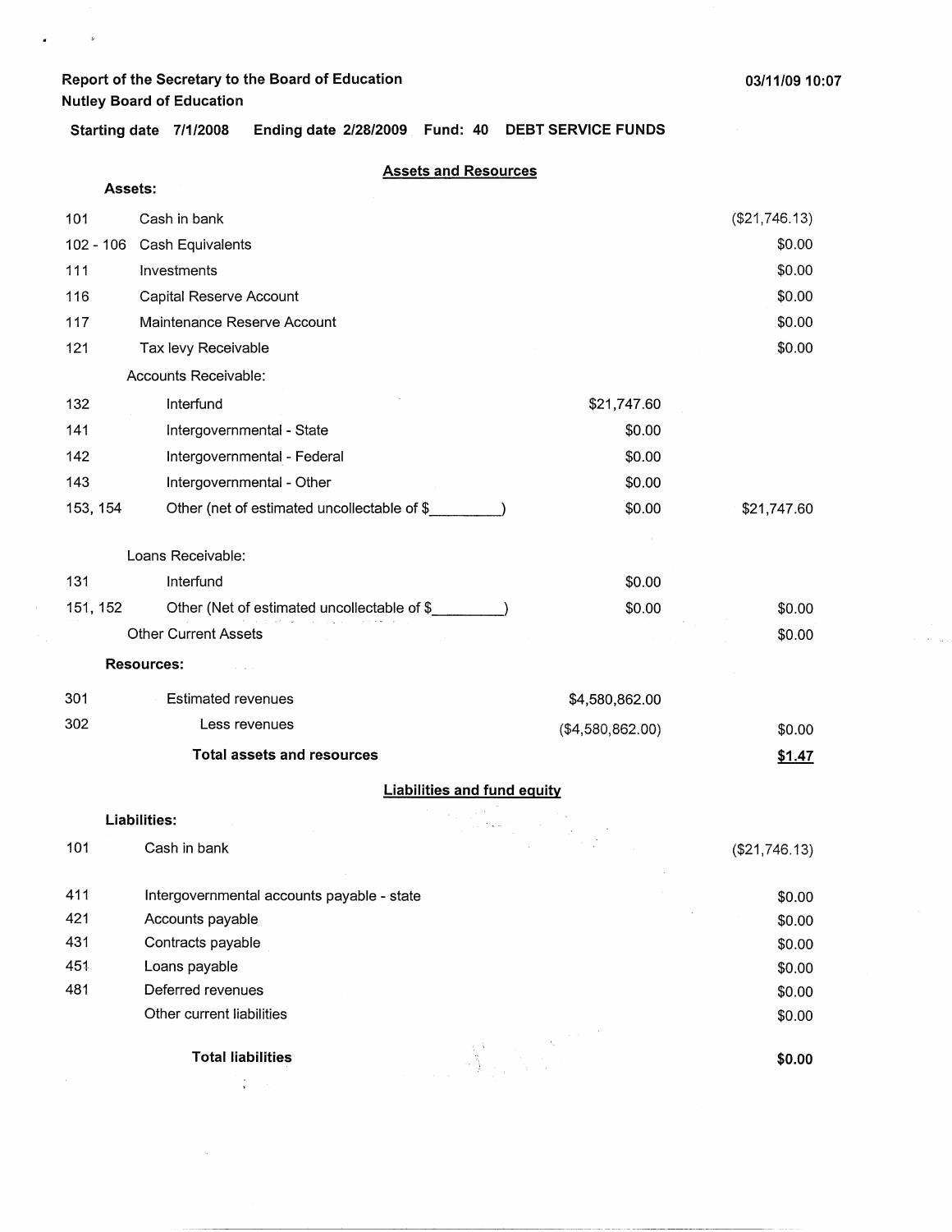**Report of the Secretary to the Board of Education**
**Nutley Board of Education**

03/11/09 10:07

**Starting date 7/1/2008 Ending date 2/28/2009 Fund: 40 DEBT SERVICE FUNDS**

## Assets and Resources

| | | | |
|---|---|---|---|
| **Assets:** | | | |
| 101 | Cash in bank | | ($21,746.13) |
| 102 - 106 | Cash Equivalents | | $0.00 |
| 111 | Investments | | $0.00 |
| 116 | Capital Reserve Account | | $0.00 |
| 117 | Maintenance Reserve Account | | $0.00 |
| 121 | Tax levy Receivable | | $0.00 |
| | Accounts Receivable: | | |
| 132 | Interfund | $21,747.60 | |
| 141 | Intergovernmental - State | $0.00 | |
| 142 | Intergovernmental - Federal | $0.00 | |
| 143 | Intergovernmental - Other | $0.00 | |
| 153, 154 | Other (net of estimated uncollectable of $________) | $0.00 | $21,747.60 |
| | Loans Receivable: | | |
| 131 | Interfund | $0.00 | |
| 151, 152 | Other (Net of estimated uncollectable of $________) | $0.00 | $0.00 |
| | Other Current Assets | | $0.00 |
| **Resources:** | | | |
| 301 | Estimated revenues | $4,580,862.00 | |
| 302 | Less revenues | ($4,580,862.00) | $0.00 |
| | **Total assets and resources** | | **$1.47** |

## Liabilities and fund equity

| | | |
|---|---|---|
| **Liabilities:** | | |
| 101 | Cash in bank | ($21,746.13) |
| 411 | Intergovernmental accounts payable - state | $0.00 |
| 421 | Accounts payable | $0.00 |
| 431 | Contracts payable | $0.00 |
| 451 | Loans payable | $0.00 |
| 481 | Deferred revenues | $0.00 |
| | Other current liabilities | $0.00 |
| | **Total liabilities** | **$0.00** |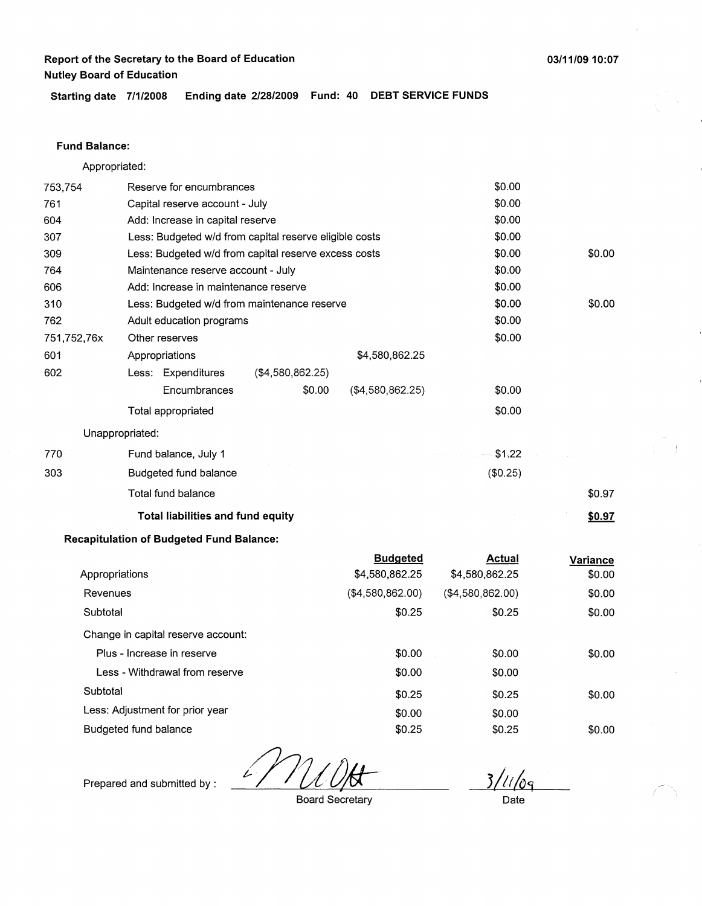**Report of the Secretary to the Board of Education**
**Nutley Board of Education**

03/11/09 10:07

**Starting date 7/1/2008 Ending date 2/28/2009 Fund: 40 DEBT SERVICE FUNDS**

**Fund Balance:**

Appropriated:

| Code | Description | | | | |
|---|---|---|---|---|---|
| 753,754 | Reserve for encumbrances | | | $0.00 | |
| 761 | Capital reserve account - July | | | $0.00 | |
| 604 | Add: Increase in capital reserve | | | $0.00 | |
| 307 | Less: Budgeted w/d from capital reserve eligible costs | | | $0.00 | |
| 309 | Less: Budgeted w/d from capital reserve excess costs | | | $0.00 | $0.00 |
| 764 | Maintenance reserve account - July | | | $0.00 | |
| 606 | Add: Increase in maintenance reserve | | | $0.00 | |
| 310 | Less: Budgeted w/d from maintenance reserve | | | $0.00 | $0.00 |
| 762 | Adult education programs | | | $0.00 | |
| 751,752,76x | Other reserves | | | $0.00 | |
| 601 | Appropriations | | $4,580,862.25 | | |
| 602 | Less: Expenditures | ($4,580,862.25) | | | |
| | Encumbrances | $0.00 | ($4,580,862.25) | $0.00 | |
| | Total appropriated | | | $0.00 | |

Unappropriated:

| Code | Description | | |
|---|---|---|---|
| 770 | Fund balance, July 1 | $1.22 | |
| 303 | Budgeted fund balance | ($0.25) | |
| | Total fund balance | | $0.97 |
| | **Total liabilities and fund equity** | | **$0.97** |

**Recapitulation of Budgeted Fund Balance:**

| | Budgeted | Actual | Variance |
|---|---|---|---|
| Appropriations | $4,580,862.25 | $4,580,862.25 | $0.00 |
| Revenues | ($4,580,862.00) | ($4,580,862.00) | $0.00 |
| Subtotal | $0.25 | $0.25 | $0.00 |
| Change in capital reserve account: | | | |
| Plus - Increase in reserve | $0.00 | $0.00 | $0.00 |
| Less - Withdrawal from reserve | $0.00 | $0.00 | |
| Subtotal | $0.25 | $0.25 | $0.00 |
| Less: Adjustment for prior year | $0.00 | $0.00 | |
| Budgeted fund balance | $0.25 | $0.25 | $0.00 |

Prepared and submitted by : *[signature]* — Board Secretary

3/11/09 — Date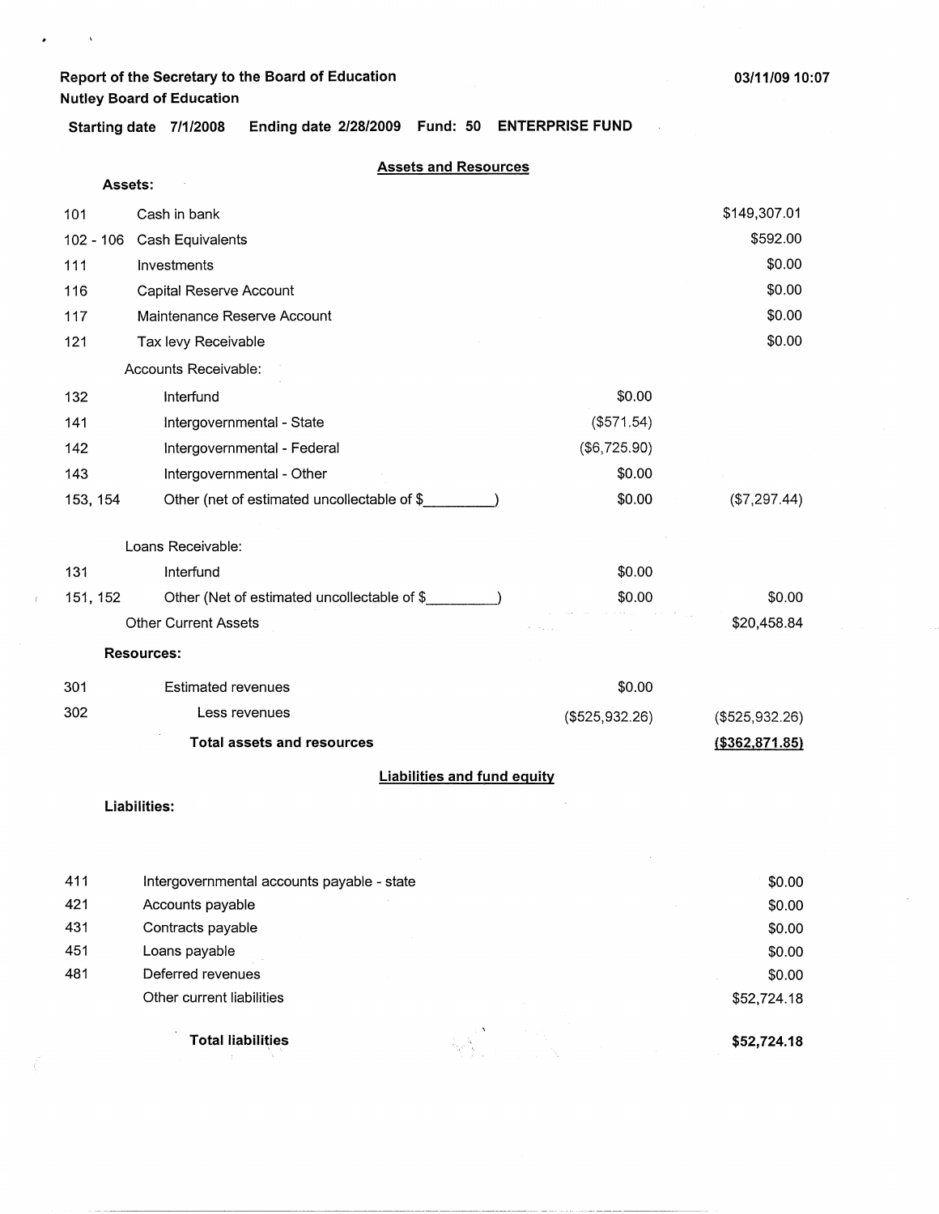**Report of the Secretary to the Board of Education**
**Nutley Board of Education**

**03/11/09 10:07**

**Starting date 7/1/2008 Ending date 2/28/2009 Fund: 50 ENTERPRISE FUND**

## Assets and Resources

**Assets:**

| Code | Description | | |
|---|---|---|---|
| 101 | Cash in bank | | $149,307.01 |
| 102 - 106 | Cash Equivalents | | $592.00 |
| 111 | Investments | | $0.00 |
| 116 | Capital Reserve Account | | $0.00 |
| 117 | Maintenance Reserve Account | | $0.00 |
| 121 | Tax levy Receivable | | $0.00 |
| | Accounts Receivable: | | |
| 132 | Interfund | $0.00 | |
| 141 | Intergovernmental - State | ($571.54) | |
| 142 | Intergovernmental - Federal | ($6,725.90) | |
| 143 | Intergovernmental - Other | $0.00 | |
| 153, 154 | Other (net of estimated uncollectable of $_________) | $0.00 | ($7,297.44) |
| | Loans Receivable: | | |
| 131 | Interfund | $0.00 | |
| 151, 152 | Other (Net of estimated uncollectable of $_________) | $0.00 | $0.00 |
| | Other Current Assets | | $20,458.84 |

**Resources:**

| Code | Description | | |
|---|---|---|---|
| 301 | Estimated revenues | $0.00 | |
| 302 | Less revenues | ($525,932.26) | ($525,932.26) |
| | **Total assets and resources** | | **($362,871.85)** |

## Liabilities and fund equity

**Liabilities:**

| Code | Description | |
|---|---|---|
| 411 | Intergovernmental accounts payable - state | $0.00 |
| 421 | Accounts payable | $0.00 |
| 431 | Contracts payable | $0.00 |
| 451 | Loans payable | $0.00 |
| 481 | Deferred revenues | $0.00 |
| | Other current liabilities | $52,724.18 |
| | **Total liabilities** | **$52,724.18** |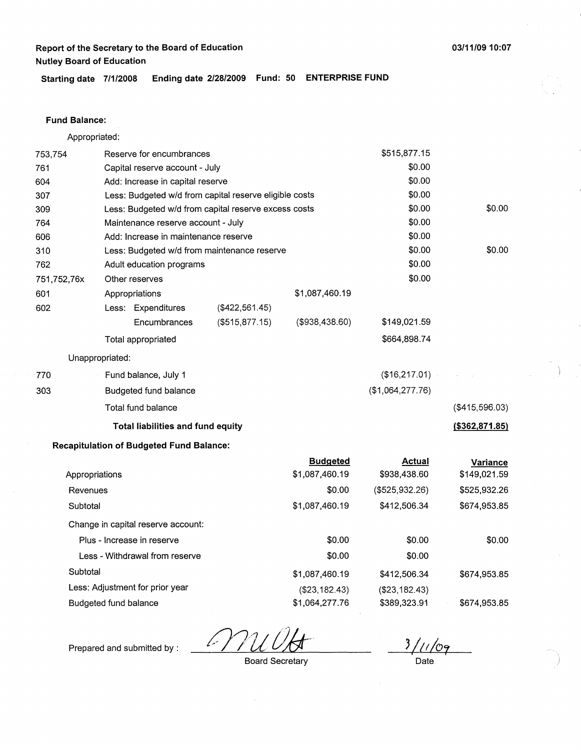**Report of the Secretary to the Board of Education**
**Nutley Board of Education**

03/11/09 10:07

**Starting date 7/1/2008 Ending date 2/28/2009 Fund: 50 ENTERPRISE FUND**

**Fund Balance:**

Appropriated:

| | | | | | |
|---|---|---|---|---|---|
| 753,754 | Reserve for encumbrances | | | $515,877.15 | |
| 761 | Capital reserve account - July | | | $0.00 | |
| 604 | Add: Increase in capital reserve | | | $0.00 | |
| 307 | Less: Budgeted w/d from capital reserve eligible costs | | | $0.00 | |
| 309 | Less: Budgeted w/d from capital reserve excess costs | | | $0.00 | $0.00 |
| 764 | Maintenance reserve account - July | | | $0.00 | |
| 606 | Add: Increase in maintenance reserve | | | $0.00 | |
| 310 | Less: Budgeted w/d from maintenance reserve | | | $0.00 | $0.00 |
| 762 | Adult education programs | | | $0.00 | |
| 751,752,76x | Other reserves | | | $0.00 | |
| 601 | Appropriations | | $1,087,460.19 | | |
| 602 | Less: Expenditures | ($422,561.45) | | | |
| | Encumbrances | ($515,877.15) | ($938,438.60) | $149,021.59 | |
| | Total appropriated | | | $664,898.74 | |

Unappropriated:

| | | | |
|---|---|---|---|
| 770 | Fund balance, July 1 | ($16,217.01) | |
| 303 | Budgeted fund balance | ($1,064,277.76) | |
| | Total fund balance | | ($415,596.03) |
| | **Total liabilities and fund equity** | | **($362,871.85)** |

**Recapitulation of Budgeted Fund Balance:**

| | Budgeted | Actual | Variance |
|---|---|---|---|
| Appropriations | $1,087,460.19 | $938,438.60 | $149,021.59 |
| Revenues | $0.00 | ($525,932.26) | $525,932.26 |
| Subtotal | $1,087,460.19 | $412,506.34 | $674,953.85 |
| Change in capital reserve account: | | | |
| Plus - Increase in reserve | $0.00 | $0.00 | $0.00 |
| Less - Withdrawal from reserve | $0.00 | $0.00 | |
| Subtotal | $1,087,460.19 | $412,506.34 | $674,953.85 |
| Less: Adjustment for prior year | ($23,182.43) | ($23,182.43) | |
| Budgeted fund balance | $1,064,277.76 | $389,323.91 | $674,953.85 |

Prepared and submitted by : MUOtt — Board Secretary

3/11/09 — Date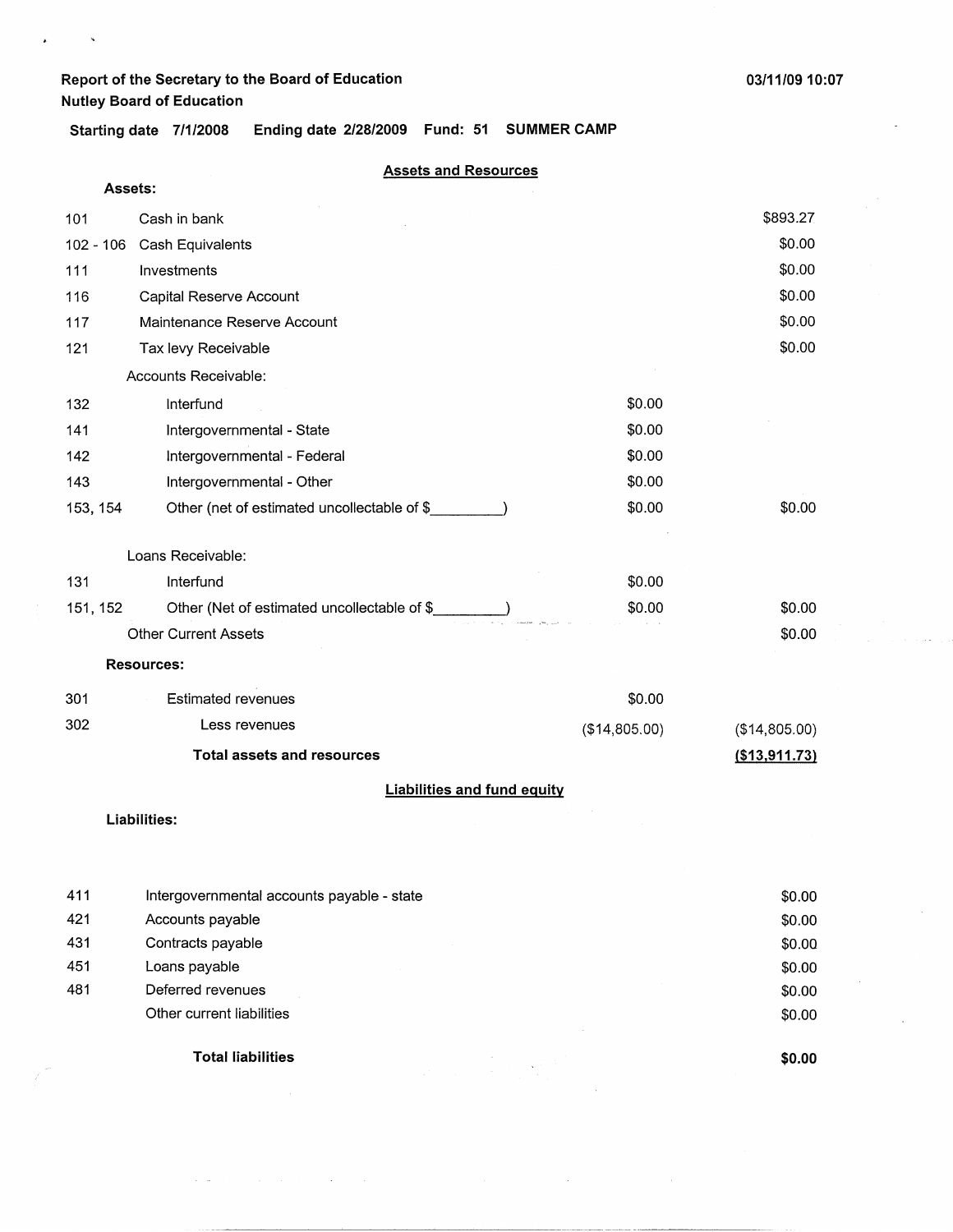**Report of the Secretary to the Board of Education**
**Nutley Board of Education**

03/11/09 10:07

**Starting date 7/1/2008 Ending date 2/28/2009 Fund: 51 SUMMER CAMP**

**Assets and Resources**

| | | | |
|---|---|---|---|
| **Assets:** | | | |
| 101 | Cash in bank | | $893.27 |
| 102 - 106 | Cash Equivalents | | $0.00 |
| 111 | Investments | | $0.00 |
| 116 | Capital Reserve Account | | $0.00 |
| 117 | Maintenance Reserve Account | | $0.00 |
| 121 | Tax levy Receivable | | $0.00 |
| | Accounts Receivable: | | |
| 132 | Interfund | $0.00 | |
| 141 | Intergovernmental - State | $0.00 | |
| 142 | Intergovernmental - Federal | $0.00 | |
| 143 | Intergovernmental - Other | $0.00 | |
| 153, 154 | Other (net of estimated uncollectable of $_________) | $0.00 | $0.00 |
| | Loans Receivable: | | |
| 131 | Interfund | $0.00 | |
| 151, 152 | Other (Net of estimated uncollectable of $_________) | $0.00 | $0.00 |
| | Other Current Assets | | $0.00 |
| **Resources:** | | | |
| 301 | Estimated revenues | $0.00 | |
| 302 | Less revenues | ($14,805.00) | ($14,805.00) |
| | **Total assets and resources** | | **($13,911.73)** |

**Liabilities and fund equity**

| | | |
|---|---|---|
| **Liabilities:** | | |
| 411 | Intergovernmental accounts payable - state | $0.00 |
| 421 | Accounts payable | $0.00 |
| 431 | Contracts payable | $0.00 |
| 451 | Loans payable | $0.00 |
| 481 | Deferred revenues | $0.00 |
| | Other current liabilities | $0.00 |
| | **Total liabilities** | **$0.00** |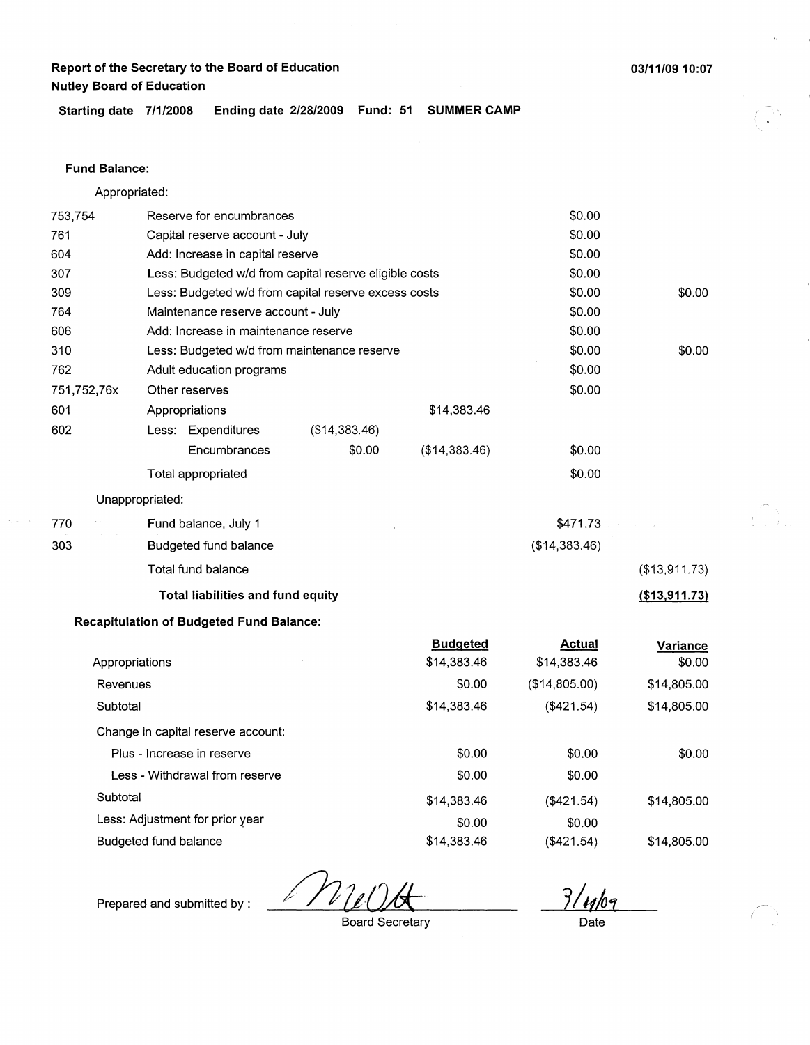**Report of the Secretary to the Board of Education**
**Nutley Board of Education**

03/11/09 10:07

**Starting date 7/1/2008 Ending date 2/28/2009 Fund: 51 SUMMER CAMP**

**Fund Balance:**

Appropriated:

| | | | | | |
|---|---|---|---|---|---|
| 753,754 | Reserve for encumbrances | | | $0.00 | |
| 761 | Capital reserve account - July | | | $0.00 | |
| 604 | Add: Increase in capital reserve | | | $0.00 | |
| 307 | Less: Budgeted w/d from capital reserve eligible costs | | | $0.00 | |
| 309 | Less: Budgeted w/d from capital reserve excess costs | | | $0.00 | $0.00 |
| 764 | Maintenance reserve account - July | | | $0.00 | |
| 606 | Add: Increase in maintenance reserve | | | $0.00 | |
| 310 | Less: Budgeted w/d from maintenance reserve | | | $0.00 | $0.00 |
| 762 | Adult education programs | | | $0.00 | |
| 751,752,76x | Other reserves | | | $0.00 | |
| 601 | Appropriations | | $14,383.46 | | |
| 602 | Less: Expenditures | ($14,383.46) | | | |
| | Encumbrances | $0.00 | ($14,383.46) | $0.00 | |
| | Total appropriated | | | $0.00 | |

Unappropriated:

| | | | |
|---|---|---|---|
| 770 | Fund balance, July 1 | $471.73 | |
| 303 | Budgeted fund balance | ($14,383.46) | |
| | Total fund balance | | ($13,911.73) |
| | **Total liabilities and fund equity** | | **($13,911.73)** |

**Recapitulation of Budgeted Fund Balance:**

| | Budgeted | Actual | Variance |
|---|---|---|---|
| Appropriations | $14,383.46 | $14,383.46 | $0.00 |
| Revenues | $0.00 | ($14,805.00) | $14,805.00 |
| Subtotal | $14,383.46 | ($421.54) | $14,805.00 |
| Change in capital reserve account: | | | |
| Plus - Increase in reserve | $0.00 | $0.00 | $0.00 |
| Less - Withdrawal from reserve | $0.00 | $0.00 | |
| Subtotal | $14,383.46 | ($421.54) | $14,805.00 |
| Less: Adjustment for prior year | $0.00 | $0.00 | |
| Budgeted fund balance | $14,383.46 | ($421.54) | $14,805.00 |

Prepared and submitted by : MeOH
Board Secretary

3/11/09
Date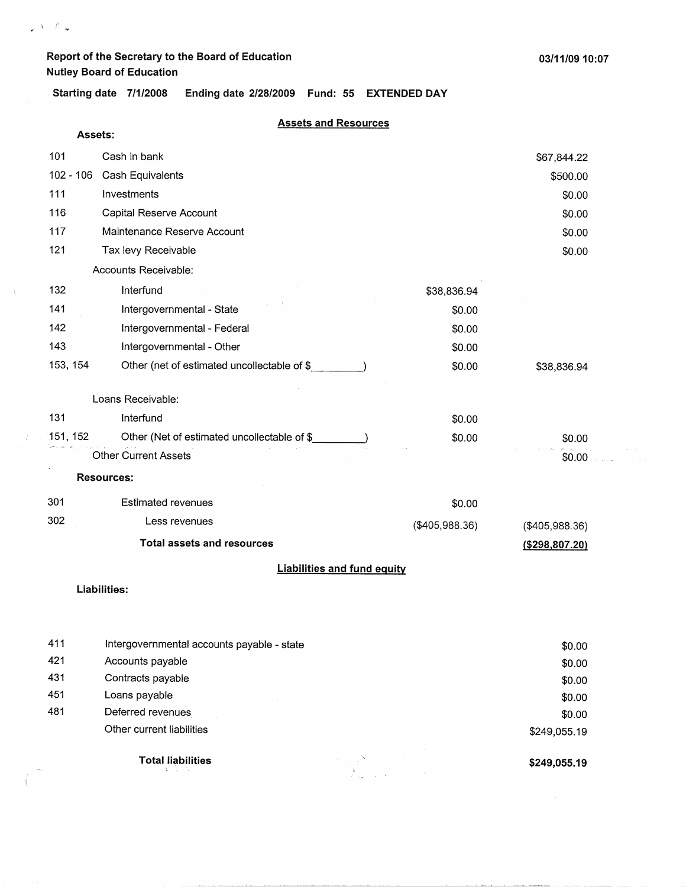Report of the Secretary to the Board of Education
Nutley Board of Education

03/11/09 10:07

Starting date 7/1/2008 Ending date 2/28/2009 Fund: 55 EXTENDED DAY

## Assets and Resources

**Assets:**

| | | | |
|---|---|---|---|
| 101 | Cash in bank | | $67,844.22 |
| 102 - 106 | Cash Equivalents | | $500.00 |
| 111 | Investments | | $0.00 |
| 116 | Capital Reserve Account | | $0.00 |
| 117 | Maintenance Reserve Account | | $0.00 |
| 121 | Tax levy Receivable | | $0.00 |
| | Accounts Receivable: | | |
| 132 | Interfund | $38,836.94 | |
| 141 | Intergovernmental - State | $0.00 | |
| 142 | Intergovernmental - Federal | $0.00 | |
| 143 | Intergovernmental - Other | $0.00 | |
| 153, 154 | Other (net of estimated uncollectable of $_________) | $0.00 | $38,836.94 |
| | Loans Receivable: | | |
| 131 | Interfund | $0.00 | |
| 151, 152 | Other (Net of estimated uncollectable of $_________) | $0.00 | $0.00 |
| | Other Current Assets | | $0.00 |

**Resources:**

| | | | |
|---|---|---|---|
| 301 | Estimated revenues | $0.00 | |
| 302 | Less revenues | ($405,988.36) | ($405,988.36) |
| | **Total assets and resources** | | **($298,807.20)** |

## Liabilities and fund equity

**Liabilities:**

| | | |
|---|---|---|
| 411 | Intergovernmental accounts payable - state | $0.00 |
| 421 | Accounts payable | $0.00 |
| 431 | Contracts payable | $0.00 |
| 451 | Loans payable | $0.00 |
| 481 | Deferred revenues | $0.00 |
| | Other current liabilities | $249,055.19 |
| | **Total liabilities** | **$249,055.19** |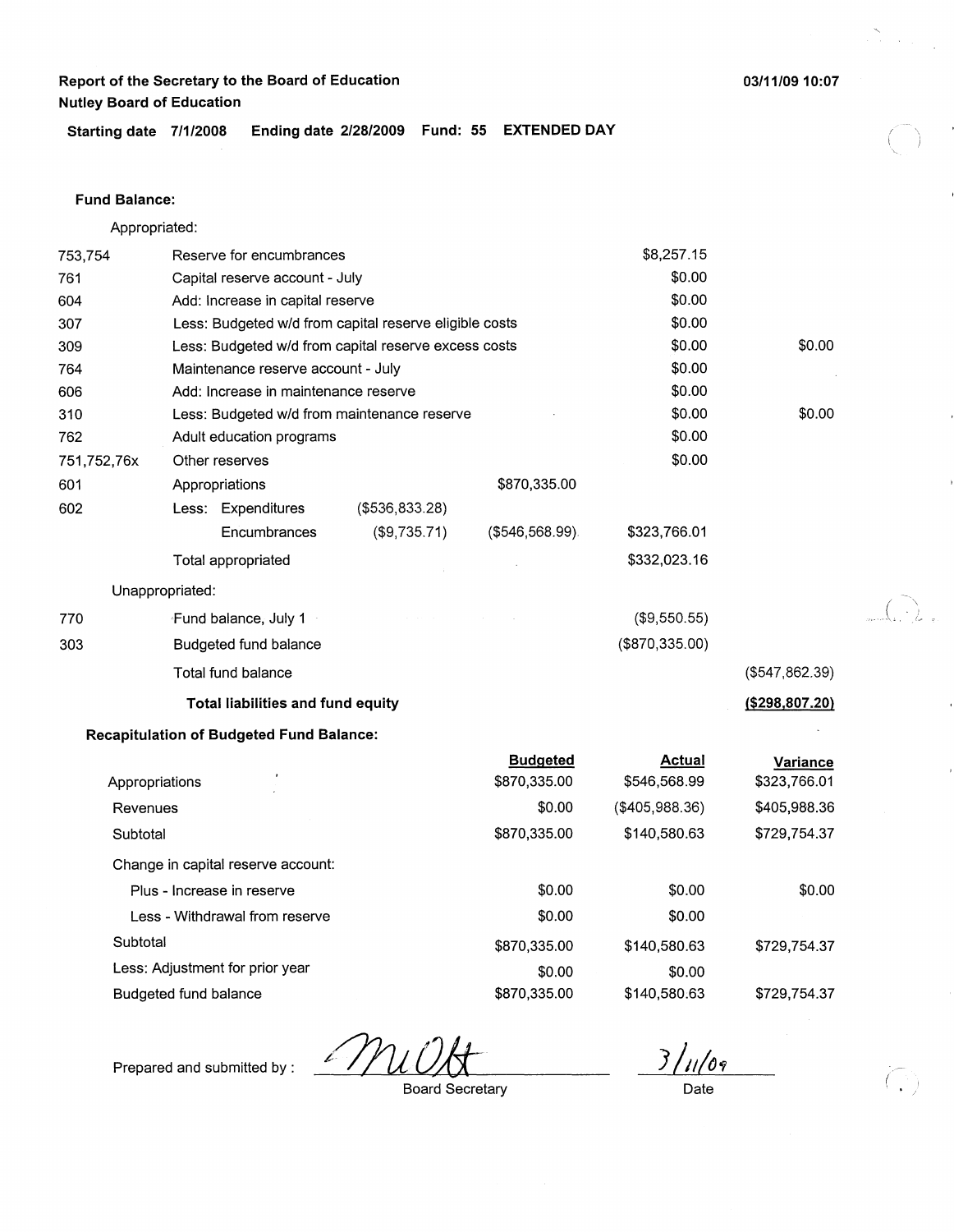Report of the Secretary to the Board of Education
Nutley Board of Education

03/11/09 10:07

**Starting date** 7/1/2008 **Ending date** 2/28/2009 **Fund:** 55 **EXTENDED DAY**

**Fund Balance:**

Appropriated:

| | | | | | |
|---|---|---|---|---|---|
| 753,754 | Reserve for encumbrances | | | $8,257.15 | |
| 761 | Capital reserve account - July | | | $0.00 | |
| 604 | Add: Increase in capital reserve | | | $0.00 | |
| 307 | Less: Budgeted w/d from capital reserve eligible costs | | | $0.00 | |
| 309 | Less: Budgeted w/d from capital reserve excess costs | | | $0.00 | $0.00 |
| 764 | Maintenance reserve account - July | | | $0.00 | |
| 606 | Add: Increase in maintenance reserve | | | $0.00 | |
| 310 | Less: Budgeted w/d from maintenance reserve | | | $0.00 | $0.00 |
| 762 | Adult education programs | | | $0.00 | |
| 751,752,76x | Other reserves | | | $0.00 | |
| 601 | Appropriations | | $870,335.00 | | |
| 602 | Less: Expenditures | ($536,833.28) | | | |
| | Encumbrances | ($9,735.71) | ($546,568.99) | $323,766.01 | |
| | Total appropriated | | | $332,023.16 | |

Unappropriated:

| | | | |
|---|---|---|---|
| 770 | Fund balance, July 1 | ($9,550.55) | |
| 303 | Budgeted fund balance | ($870,335.00) | |
| | Total fund balance | | ($547,862.39) |
| | **Total liabilities and fund equity** | | **($298,807.20)** |

**Recapitulation of Budgeted Fund Balance:**

| | Budgeted | Actual | Variance |
|---|---|---|---|
| Appropriations | $870,335.00 | $546,568.99 | $323,766.01 |
| Revenues | $0.00 | ($405,988.36) | $405,988.36 |
| Subtotal | $870,335.00 | $140,580.63 | $729,754.37 |
| Change in capital reserve account: | | | |
| Plus - Increase in reserve | $0.00 | $0.00 | $0.00 |
| Less - Withdrawal from reserve | $0.00 | $0.00 | |
| Subtotal | $870,335.00 | $140,580.63 | $729,754.37 |
| Less: Adjustment for prior year | $0.00 | $0.00 | |
| Budgeted fund balance | $870,335.00 | $140,580.63 | $729,754.37 |

Prepared and submitted by : MuOtt
Board Secretary

3/11/09
Date